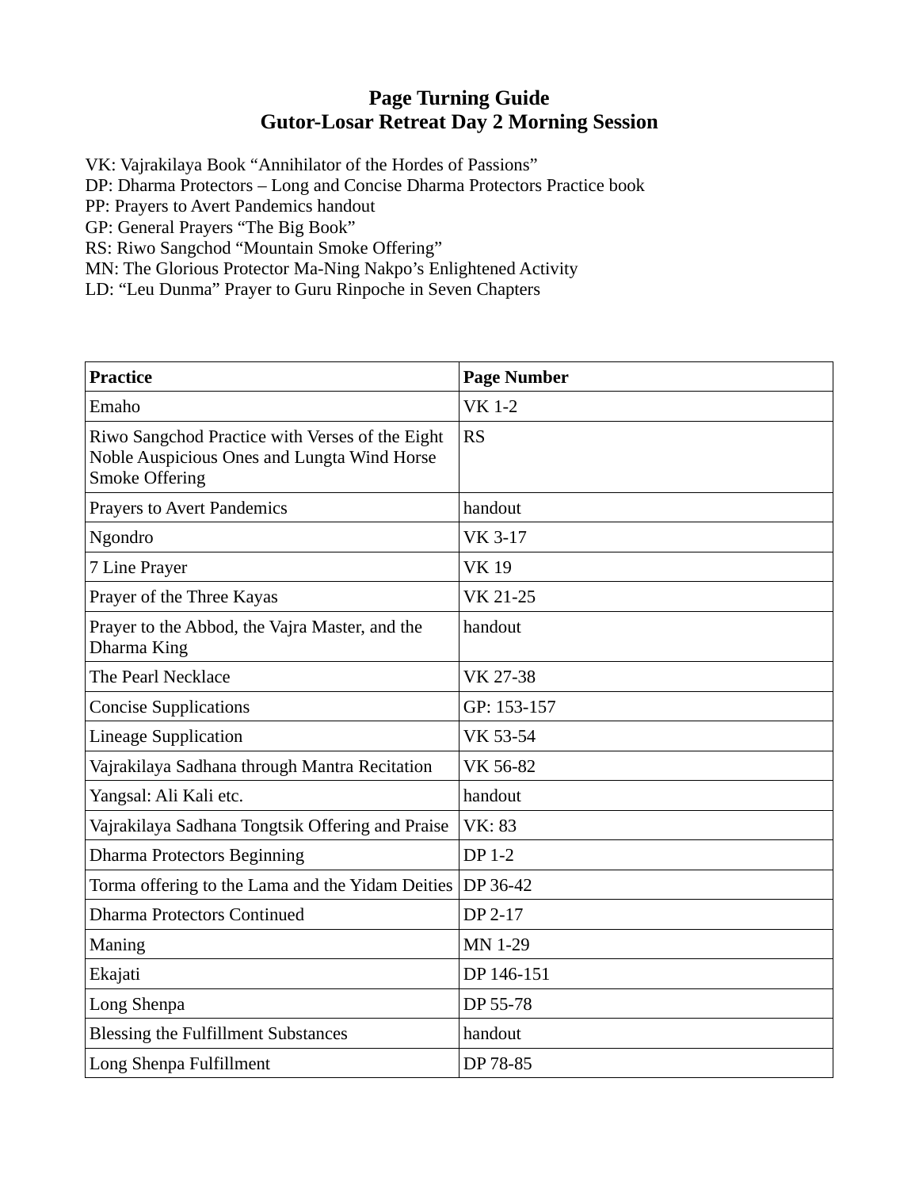# Page Turning Guide
# Gutor-Losar Retreat Day 2 Morning Session

VK: Vajrakilaya Book "Annihilator of the Hordes of Passions"
DP: Dharma Protectors – Long and Concise Dharma Protectors Practice book
PP: Prayers to Avert Pandemics handout
GP: General Prayers "The Big Book"
RS: Riwo Sangchod "Mountain Smoke Offering"
MN: The Glorious Protector Ma-Ning Nakpo's Enlightened Activity
LD: "Leu Dunma" Prayer to Guru Rinpoche in Seven Chapters

| Practice | Page Number |
|---|---|
| Emaho | VK 1-2 |
| Riwo Sangchod Practice with Verses of the Eight Noble Auspicious Ones and Lungta Wind Horse Smoke Offering | RS |
| Prayers to Avert Pandemics | handout |
| Ngondro | VK 3-17 |
| 7 Line Prayer | VK 19 |
| Prayer of the Three Kayas | VK 21-25 |
| Prayer to the Abbod, the Vajra Master, and the Dharma King | handout |
| The Pearl Necklace | VK 27-38 |
| Concise Supplications | GP: 153-157 |
| Lineage Supplication | VK 53-54 |
| Vajrakilaya Sadhana through Mantra Recitation | VK 56-82 |
| Yangsal: Ali Kali etc. | handout |
| Vajrakilaya Sadhana Tongtsik Offering and Praise | VK: 83 |
| Dharma Protectors Beginning | DP 1-2 |
| Torma offering to the Lama and the Yidam Deities | DP 36-42 |
| Dharma Protectors Continued | DP 2-17 |
| Maning | MN 1-29 |
| Ekajati | DP 146-151 |
| Long Shenpa | DP 55-78 |
| Blessing the Fulfillment Substances | handout |
| Long Shenpa Fulfillment | DP 78-85 |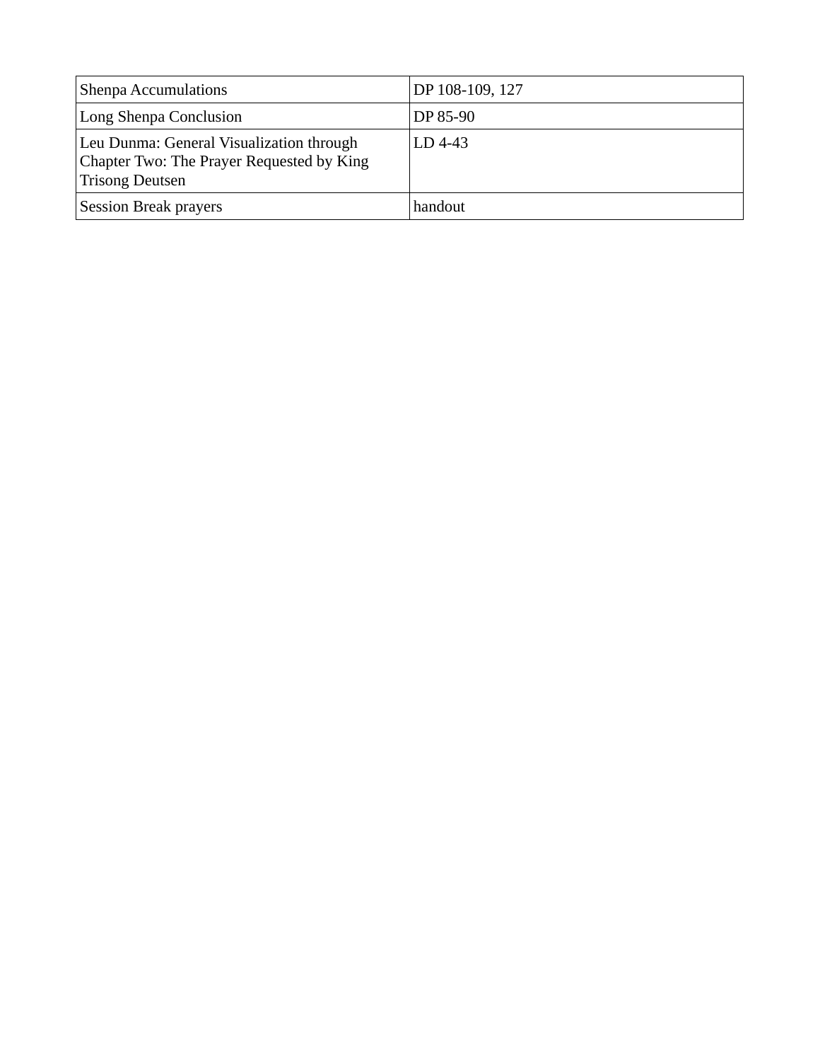| | |
|---|---|
| Shenpa Accumulations | DP 108-109, 127 |
| Long Shenpa Conclusion | DP 85-90 |
| Leu Dunma: General Visualization through Chapter Two: The Prayer Requested by King Trisong Deutsen | LD 4-43 |
| Session Break prayers | handout |